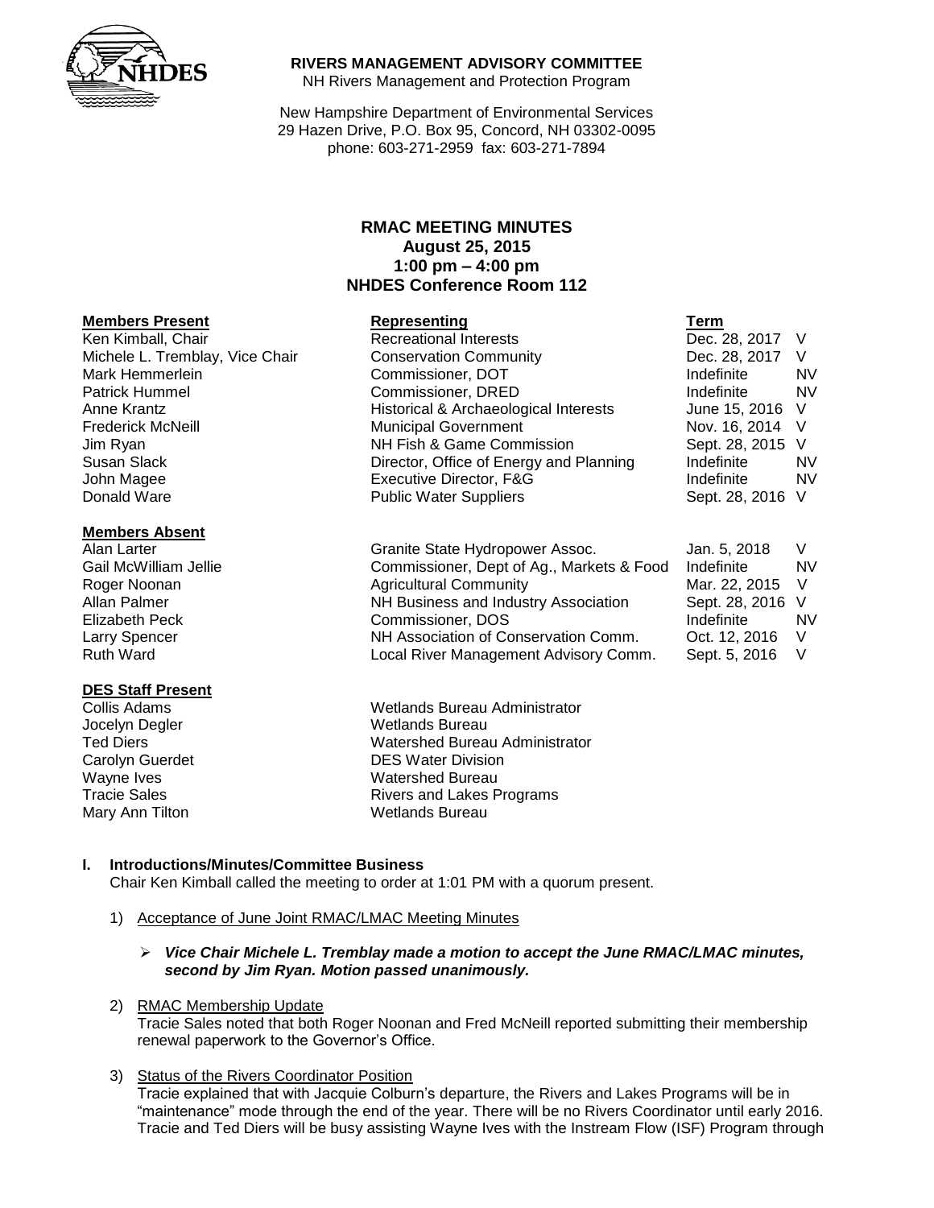**RIVERS MANAGEMENT ADVISORY COMMITTEE**
NH Rivers Management and Protection Program

New Hampshire Department of Environmental Services
29 Hazen Drive, P.O. Box 95, Concord, NH 03302-0095
phone: 603-271-2959 fax: 603-271-7894

# RMAC MEETING MINUTES
**August 25, 2015**
**1:00 pm – 4:00 pm**
**NHDES Conference Room 112**

| Members Present | Representing | Term | |
|---|---|---|---|
| Ken Kimball, Chair | Recreational Interests | Dec. 28, 2017 | V |
| Michele L. Tremblay, Vice Chair | Conservation Community | Dec. 28, 2017 | V |
| Mark Hemmerlein | Commissioner, DOT | Indefinite | NV |
| Patrick Hummel | Commissioner, DRED | Indefinite | NV |
| Anne Krantz | Historical & Archaeological Interests | June 15, 2016 | V |
| Frederick McNeill | Municipal Government | Nov. 16, 2014 | V |
| Jim Ryan | NH Fish & Game Commission | Sept. 28, 2015 | V |
| Susan Slack | Director, Office of Energy and Planning | Indefinite | NV |
| John Magee | Executive Director, F&G | Indefinite | NV |
| Donald Ware | Public Water Suppliers | Sept. 28, 2016 | V |

| Members Absent | | | |
|---|---|---|---|
| Alan Larter | Granite State Hydropower Assoc. | Jan. 5, 2018 | V |
| Gail McWilliam Jellie | Commissioner, Dept of Ag., Markets & Food | Indefinite | NV |
| Roger Noonan | Agricultural Community | Mar. 22, 2015 | V |
| Allan Palmer | NH Business and Industry Association | Sept. 28, 2016 | V |
| Elizabeth Peck | Commissioner, DOS | Indefinite | NV |
| Larry Spencer | NH Association of Conservation Comm. | Oct. 12, 2016 | V |
| Ruth Ward | Local River Management Advisory Comm. | Sept. 5, 2016 | V |

| DES Staff Present | |
|---|---|
| Collis Adams | Wetlands Bureau Administrator |
| Jocelyn Degler | Wetlands Bureau |
| Ted Diers | Watershed Bureau Administrator |
| Carolyn Guerdet | DES Water Division |
| Wayne Ives | Watershed Bureau |
| Tracie Sales | Rivers and Lakes Programs |
| Mary Ann Tilton | Wetlands Bureau |

## I. Introductions/Minutes/Committee Business

Chair Ken Kimball called the meeting to order at 1:01 PM with a quorum present.

1) Acceptance of June Joint RMAC/LMAC Meeting Minutes

   - ***Vice Chair Michele L. Tremblay made a motion to accept the June RMAC/LMAC minutes, second by Jim Ryan. Motion passed unanimously.***

2) RMAC Membership Update
   Tracie Sales noted that both Roger Noonan and Fred McNeill reported submitting their membership renewal paperwork to the Governor's Office.

3) Status of the Rivers Coordinator Position
   Tracie explained that with Jacquie Colburn's departure, the Rivers and Lakes Programs will be in "maintenance" mode through the end of the year. There will be no Rivers Coordinator until early 2016. Tracie and Ted Diers will be busy assisting Wayne Ives with the Instream Flow (ISF) Program through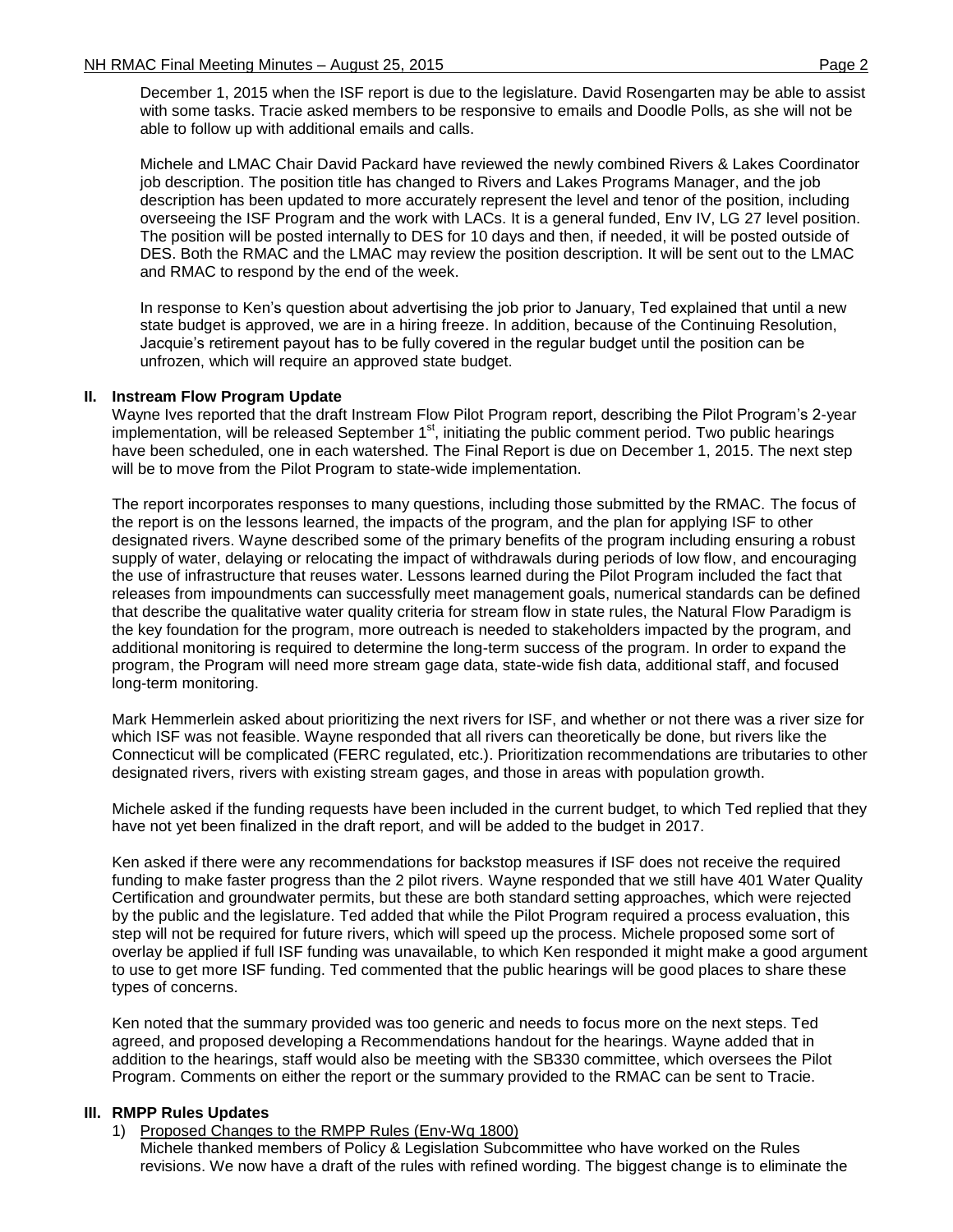December 1, 2015 when the ISF report is due to the legislature. David Rosengarten may be able to assist with some tasks. Tracie asked members to be responsive to emails and Doodle Polls, as she will not be able to follow up with additional emails and calls.

Michele and LMAC Chair David Packard have reviewed the newly combined Rivers & Lakes Coordinator job description. The position title has changed to Rivers and Lakes Programs Manager, and the job description has been updated to more accurately represent the level and tenor of the position, including overseeing the ISF Program and the work with LACs. It is a general funded, Env IV, LG 27 level position. The position will be posted internally to DES for 10 days and then, if needed, it will be posted outside of DES. Both the RMAC and the LMAC may review the position description. It will be sent out to the LMAC and RMAC to respond by the end of the week.

In response to Ken's question about advertising the job prior to January, Ted explained that until a new state budget is approved, we are in a hiring freeze. In addition, because of the Continuing Resolution, Jacquie's retirement payout has to be fully covered in the regular budget until the position can be unfrozen, which will require an approved state budget.

## II. Instream Flow Program Update

Wayne Ives reported that the draft Instream Flow Pilot Program report, describing the Pilot Program's 2-year implementation, will be released September 1st, initiating the public comment period. Two public hearings have been scheduled, one in each watershed. The Final Report is due on December 1, 2015. The next step will be to move from the Pilot Program to state-wide implementation.

The report incorporates responses to many questions, including those submitted by the RMAC. The focus of the report is on the lessons learned, the impacts of the program, and the plan for applying ISF to other designated rivers. Wayne described some of the primary benefits of the program including ensuring a robust supply of water, delaying or relocating the impact of withdrawals during periods of low flow, and encouraging the use of infrastructure that reuses water. Lessons learned during the Pilot Program included the fact that releases from impoundments can successfully meet management goals, numerical standards can be defined that describe the qualitative water quality criteria for stream flow in state rules, the Natural Flow Paradigm is the key foundation for the program, more outreach is needed to stakeholders impacted by the program, and additional monitoring is required to determine the long-term success of the program. In order to expand the program, the Program will need more stream gage data, state-wide fish data, additional staff, and focused long-term monitoring.

Mark Hemmerlein asked about prioritizing the next rivers for ISF, and whether or not there was a river size for which ISF was not feasible. Wayne responded that all rivers can theoretically be done, but rivers like the Connecticut will be complicated (FERC regulated, etc.). Prioritization recommendations are tributaries to other designated rivers, rivers with existing stream gages, and those in areas with population growth.

Michele asked if the funding requests have been included in the current budget, to which Ted replied that they have not yet been finalized in the draft report, and will be added to the budget in 2017.

Ken asked if there were any recommendations for backstop measures if ISF does not receive the required funding to make faster progress than the 2 pilot rivers. Wayne responded that we still have 401 Water Quality Certification and groundwater permits, but these are both standard setting approaches, which were rejected by the public and the legislature. Ted added that while the Pilot Program required a process evaluation, this step will not be required for future rivers, which will speed up the process. Michele proposed some sort of overlay be applied if full ISF funding was unavailable, to which Ken responded it might make a good argument to use to get more ISF funding. Ted commented that the public hearings will be good places to share these types of concerns.

Ken noted that the summary provided was too generic and needs to focus more on the next steps. Ted agreed, and proposed developing a Recommendations handout for the hearings. Wayne added that in addition to the hearings, staff would also be meeting with the SB330 committee, which oversees the Pilot Program. Comments on either the report or the summary provided to the RMAC can be sent to Tracie.

## III. RMPP Rules Updates

1) Proposed Changes to the RMPP Rules (Env-Wq 1800)

Michele thanked members of Policy & Legislation Subcommittee who have worked on the Rules revisions. We now have a draft of the rules with refined wording. The biggest change is to eliminate the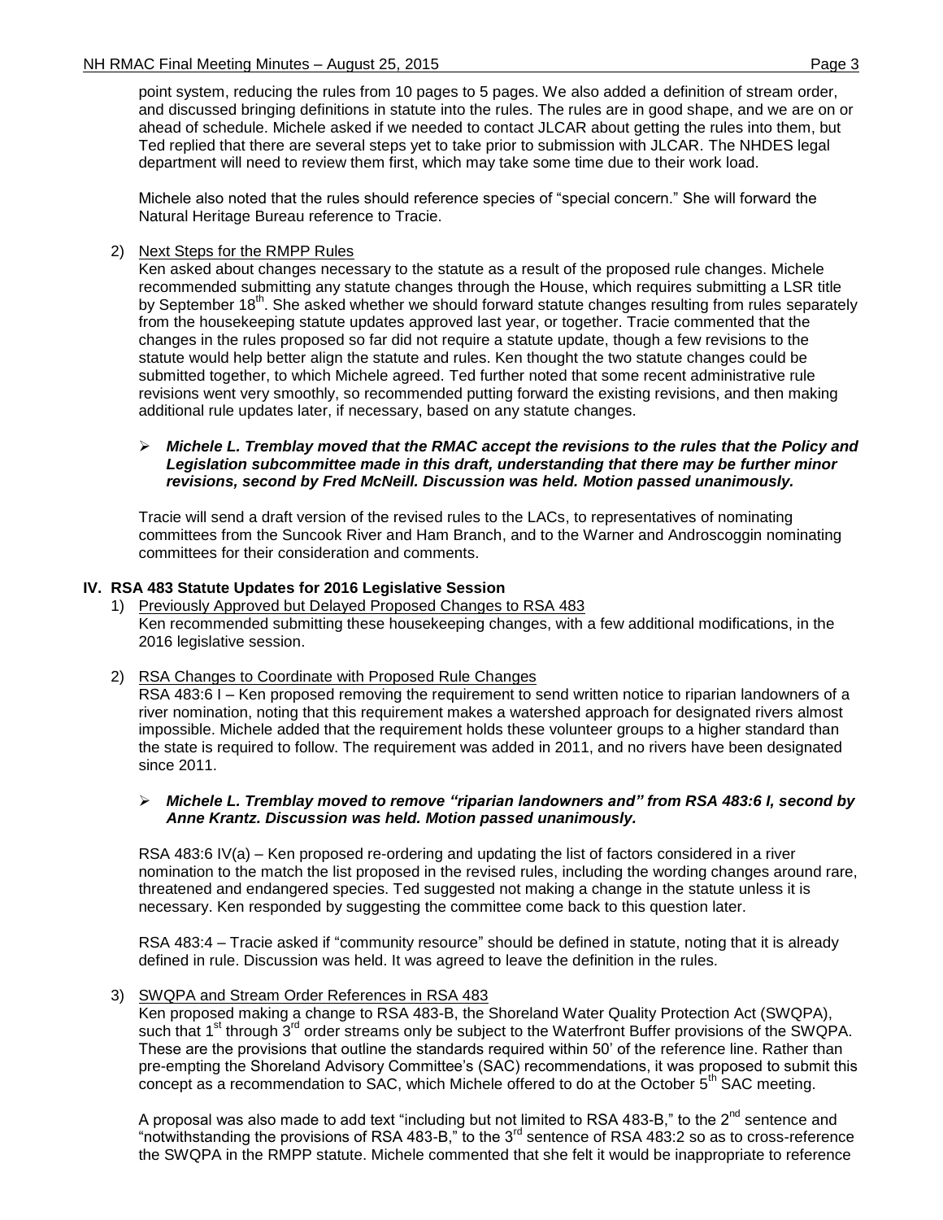point system, reducing the rules from 10 pages to 5 pages. We also added a definition of stream order, and discussed bringing definitions in statute into the rules. The rules are in good shape, and we are on or ahead of schedule. Michele asked if we needed to contact JLCAR about getting the rules into them, but Ted replied that there are several steps yet to take prior to submission with JLCAR. The NHDES legal department will need to review them first, which may take some time due to their work load.

Michele also noted that the rules should reference species of "special concern." She will forward the Natural Heritage Bureau reference to Tracie.

2) Next Steps for the RMPP Rules

Ken asked about changes necessary to the statute as a result of the proposed rule changes. Michele recommended submitting any statute changes through the House, which requires submitting a LSR title by September 18th. She asked whether we should forward statute changes resulting from rules separately from the housekeeping statute updates approved last year, or together. Tracie commented that the changes in the rules proposed so far did not require a statute update, though a few revisions to the statute would help better align the statute and rules. Ken thought the two statute changes could be submitted together, to which Michele agreed. Ted further noted that some recent administrative rule revisions went very smoothly, so recommended putting forward the existing revisions, and then making additional rule updates later, if necessary, based on any statute changes.

- ***Michele L. Tremblay moved that the RMAC accept the revisions to the rules that the Policy and Legislation subcommittee made in this draft, understanding that there may be further minor revisions, second by Fred McNeill. Discussion was held. Motion passed unanimously.***

Tracie will send a draft version of the revised rules to the LACs, to representatives of nominating committees from the Suncook River and Ham Branch, and to the Warner and Androscoggin nominating committees for their consideration and comments.

## IV. RSA 483 Statute Updates for 2016 Legislative Session

1) Previously Approved but Delayed Proposed Changes to RSA 483

Ken recommended submitting these housekeeping changes, with a few additional modifications, in the 2016 legislative session.

2) RSA Changes to Coordinate with Proposed Rule Changes

RSA 483:6 I – Ken proposed removing the requirement to send written notice to riparian landowners of a river nomination, noting that this requirement makes a watershed approach for designated rivers almost impossible. Michele added that the requirement holds these volunteer groups to a higher standard than the state is required to follow. The requirement was added in 2011, and no rivers have been designated since 2011.

- ***Michele L. Tremblay moved to remove "riparian landowners and" from RSA 483:6 I, second by Anne Krantz. Discussion was held. Motion passed unanimously.***

RSA 483:6 IV(a) – Ken proposed re-ordering and updating the list of factors considered in a river nomination to the match the list proposed in the revised rules, including the wording changes around rare, threatened and endangered species. Ted suggested not making a change in the statute unless it is necessary. Ken responded by suggesting the committee come back to this question later.

RSA 483:4 – Tracie asked if "community resource" should be defined in statute, noting that it is already defined in rule. Discussion was held. It was agreed to leave the definition in the rules.

3) SWQPA and Stream Order References in RSA 483

Ken proposed making a change to RSA 483-B, the Shoreland Water Quality Protection Act (SWQPA), such that 1st through 3rd order streams only be subject to the Waterfront Buffer provisions of the SWQPA. These are the provisions that outline the standards required within 50' of the reference line. Rather than pre-empting the Shoreland Advisory Committee's (SAC) recommendations, it was proposed to submit this concept as a recommendation to SAC, which Michele offered to do at the October 5th SAC meeting.

A proposal was also made to add text "including but not limited to RSA 483-B," to the 2nd sentence and "notwithstanding the provisions of RSA 483-B," to the 3rd sentence of RSA 483:2 so as to cross-reference the SWQPA in the RMPP statute. Michele commented that she felt it would be inappropriate to reference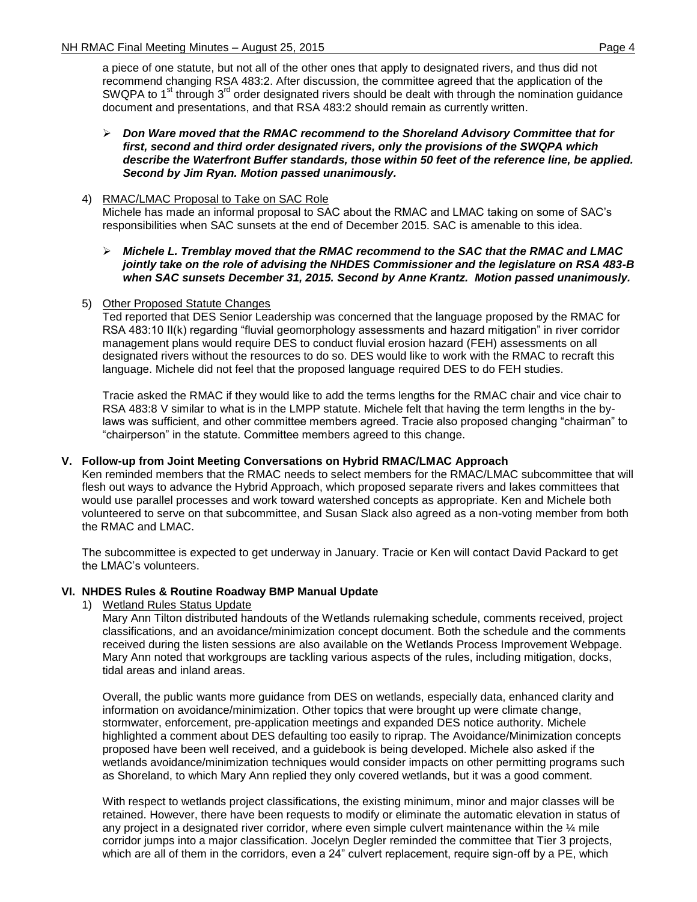a piece of one statute, but not all of the other ones that apply to designated rivers, and thus did not recommend changing RSA 483:2. After discussion, the committee agreed that the application of the SWQPA to 1st through 3rd order designated rivers should be dealt with through the nomination guidance document and presentations, and that RSA 483:2 should remain as currently written.

- ***Don Ware moved that the RMAC recommend to the Shoreland Advisory Committee that for first, second and third order designated rivers, only the provisions of the SWQPA which describe the Waterfront Buffer standards, those within 50 feet of the reference line, be applied. Second by Jim Ryan. Motion passed unanimously.***

4) RMAC/LMAC Proposal to Take on SAC Role

Michele has made an informal proposal to SAC about the RMAC and LMAC taking on some of SAC's responsibilities when SAC sunsets at the end of December 2015. SAC is amenable to this idea.

- ***Michele L. Tremblay moved that the RMAC recommend to the SAC that the RMAC and LMAC jointly take on the role of advising the NHDES Commissioner and the legislature on RSA 483-B when SAC sunsets December 31, 2015. Second by Anne Krantz. Motion passed unanimously.***

5) Other Proposed Statute Changes

Ted reported that DES Senior Leadership was concerned that the language proposed by the RMAC for RSA 483:10 II(k) regarding "fluvial geomorphology assessments and hazard mitigation" in river corridor management plans would require DES to conduct fluvial erosion hazard (FEH) assessments on all designated rivers without the resources to do so. DES would like to work with the RMAC to recraft this language. Michele did not feel that the proposed language required DES to do FEH studies.

Tracie asked the RMAC if they would like to add the terms lengths for the RMAC chair and vice chair to RSA 483:8 V similar to what is in the LMPP statute. Michele felt that having the term lengths in the by-laws was sufficient, and other committee members agreed. Tracie also proposed changing "chairman" to "chairperson" in the statute. Committee members agreed to this change.

## V. Follow-up from Joint Meeting Conversations on Hybrid RMAC/LMAC Approach

Ken reminded members that the RMAC needs to select members for the RMAC/LMAC subcommittee that will flesh out ways to advance the Hybrid Approach, which proposed separate rivers and lakes committees that would use parallel processes and work toward watershed concepts as appropriate. Ken and Michele both volunteered to serve on that subcommittee, and Susan Slack also agreed as a non-voting member from both the RMAC and LMAC.

The subcommittee is expected to get underway in January. Tracie or Ken will contact David Packard to get the LMAC's volunteers.

## VI. NHDES Rules & Routine Roadway BMP Manual Update

1) Wetland Rules Status Update

Mary Ann Tilton distributed handouts of the Wetlands rulemaking schedule, comments received, project classifications, and an avoidance/minimization concept document. Both the schedule and the comments received during the listen sessions are also available on the Wetlands Process Improvement Webpage. Mary Ann noted that workgroups are tackling various aspects of the rules, including mitigation, docks, tidal areas and inland areas.

Overall, the public wants more guidance from DES on wetlands, especially data, enhanced clarity and information on avoidance/minimization. Other topics that were brought up were climate change, stormwater, enforcement, pre-application meetings and expanded DES notice authority. Michele highlighted a comment about DES defaulting too easily to riprap. The Avoidance/Minimization concepts proposed have been well received, and a guidebook is being developed. Michele also asked if the wetlands avoidance/minimization techniques would consider impacts on other permitting programs such as Shoreland, to which Mary Ann replied they only covered wetlands, but it was a good comment.

With respect to wetlands project classifications, the existing minimum, minor and major classes will be retained. However, there have been requests to modify or eliminate the automatic elevation in status of any project in a designated river corridor, where even simple culvert maintenance within the ¼ mile corridor jumps into a major classification. Jocelyn Degler reminded the committee that Tier 3 projects, which are all of them in the corridors, even a 24" culvert replacement, require sign-off by a PE, which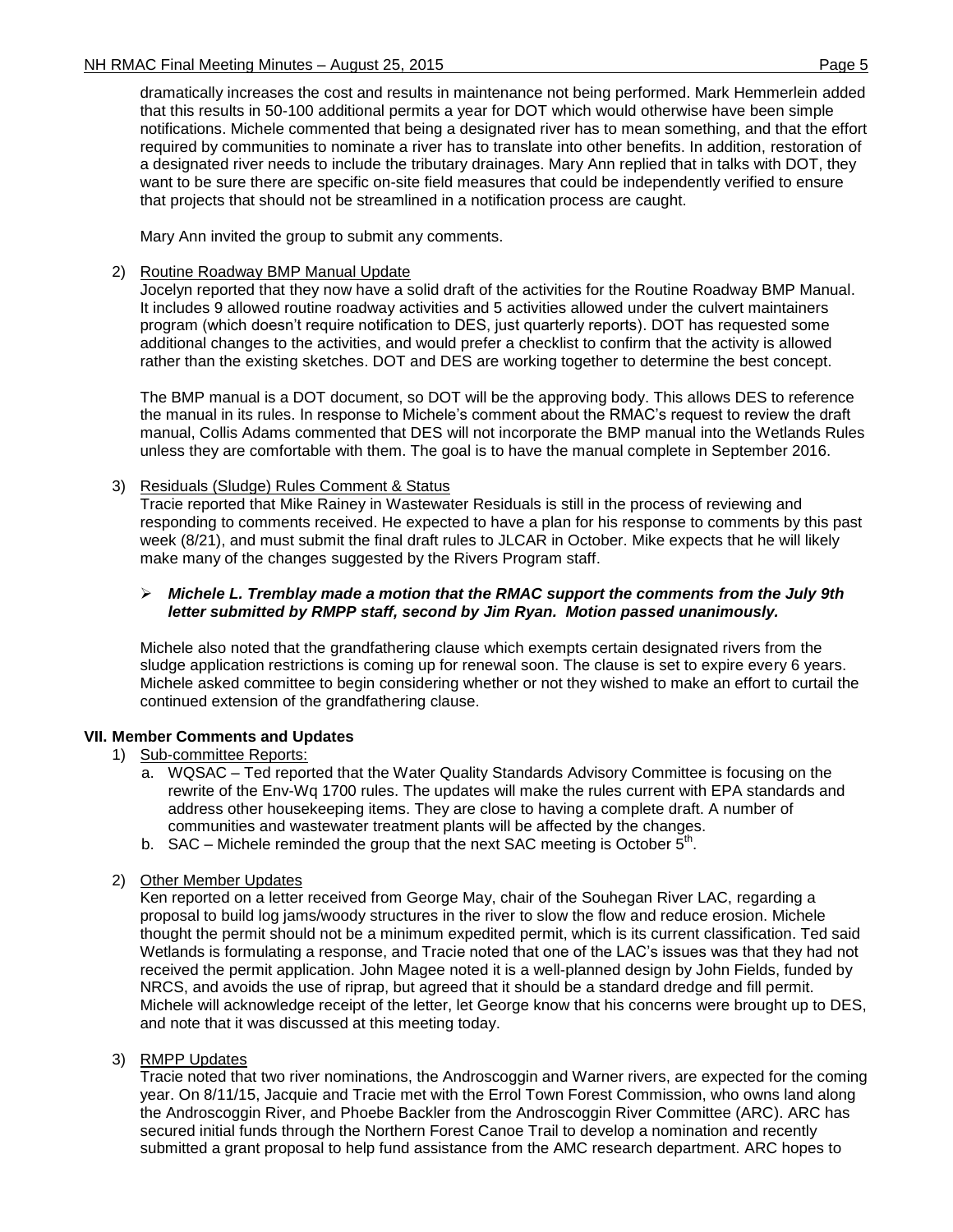dramatically increases the cost and results in maintenance not being performed. Mark Hemmerlein added that this results in 50-100 additional permits a year for DOT which would otherwise have been simple notifications. Michele commented that being a designated river has to mean something, and that the effort required by communities to nominate a river has to translate into other benefits. In addition, restoration of a designated river needs to include the tributary drainages. Mary Ann replied that in talks with DOT, they want to be sure there are specific on-site field measures that could be independently verified to ensure that projects that should not be streamlined in a notification process are caught.

Mary Ann invited the group to submit any comments.

2) Routine Roadway BMP Manual Update

Jocelyn reported that they now have a solid draft of the activities for the Routine Roadway BMP Manual. It includes 9 allowed routine roadway activities and 5 activities allowed under the culvert maintainers program (which doesn't require notification to DES, just quarterly reports). DOT has requested some additional changes to the activities, and would prefer a checklist to confirm that the activity is allowed rather than the existing sketches. DOT and DES are working together to determine the best concept.

The BMP manual is a DOT document, so DOT will be the approving body. This allows DES to reference the manual in its rules. In response to Michele's comment about the RMAC's request to review the draft manual, Collis Adams commented that DES will not incorporate the BMP manual into the Wetlands Rules unless they are comfortable with them. The goal is to have the manual complete in September 2016.

3) Residuals (Sludge) Rules Comment & Status

Tracie reported that Mike Rainey in Wastewater Residuals is still in the process of reviewing and responding to comments received. He expected to have a plan for his response to comments by this past week (8/21), and must submit the final draft rules to JLCAR in October. Mike expects that he will likely make many of the changes suggested by the Rivers Program staff.

- ***Michele L. Tremblay made a motion that the RMAC support the comments from the July 9th letter submitted by RMPP staff, second by Jim Ryan. Motion passed unanimously.***

Michele also noted that the grandfathering clause which exempts certain designated rivers from the sludge application restrictions is coming up for renewal soon. The clause is set to expire every 6 years. Michele asked committee to begin considering whether or not they wished to make an effort to curtail the continued extension of the grandfathering clause.

**VII. Member Comments and Updates**

1) Sub-committee Reports:
   a. WQSAC – Ted reported that the Water Quality Standards Advisory Committee is focusing on the rewrite of the Env-Wq 1700 rules. The updates will make the rules current with EPA standards and address other housekeeping items. They are close to having a complete draft. A number of communities and wastewater treatment plants will be affected by the changes.
   b. SAC – Michele reminded the group that the next SAC meeting is October 5th.

2) Other Member Updates

Ken reported on a letter received from George May, chair of the Souhegan River LAC, regarding a proposal to build log jams/woody structures in the river to slow the flow and reduce erosion. Michele thought the permit should not be a minimum expedited permit, which is its current classification. Ted said Wetlands is formulating a response, and Tracie noted that one of the LAC's issues was that they had not received the permit application. John Magee noted it is a well-planned design by John Fields, funded by NRCS, and avoids the use of riprap, but agreed that it should be a standard dredge and fill permit. Michele will acknowledge receipt of the letter, let George know that his concerns were brought up to DES, and note that it was discussed at this meeting today.

3) RMPP Updates

Tracie noted that two river nominations, the Androscoggin and Warner rivers, are expected for the coming year. On 8/11/15, Jacquie and Tracie met with the Errol Town Forest Commission, who owns land along the Androscoggin River, and Phoebe Backler from the Androscoggin River Committee (ARC). ARC has secured initial funds through the Northern Forest Canoe Trail to develop a nomination and recently submitted a grant proposal to help fund assistance from the AMC research department. ARC hopes to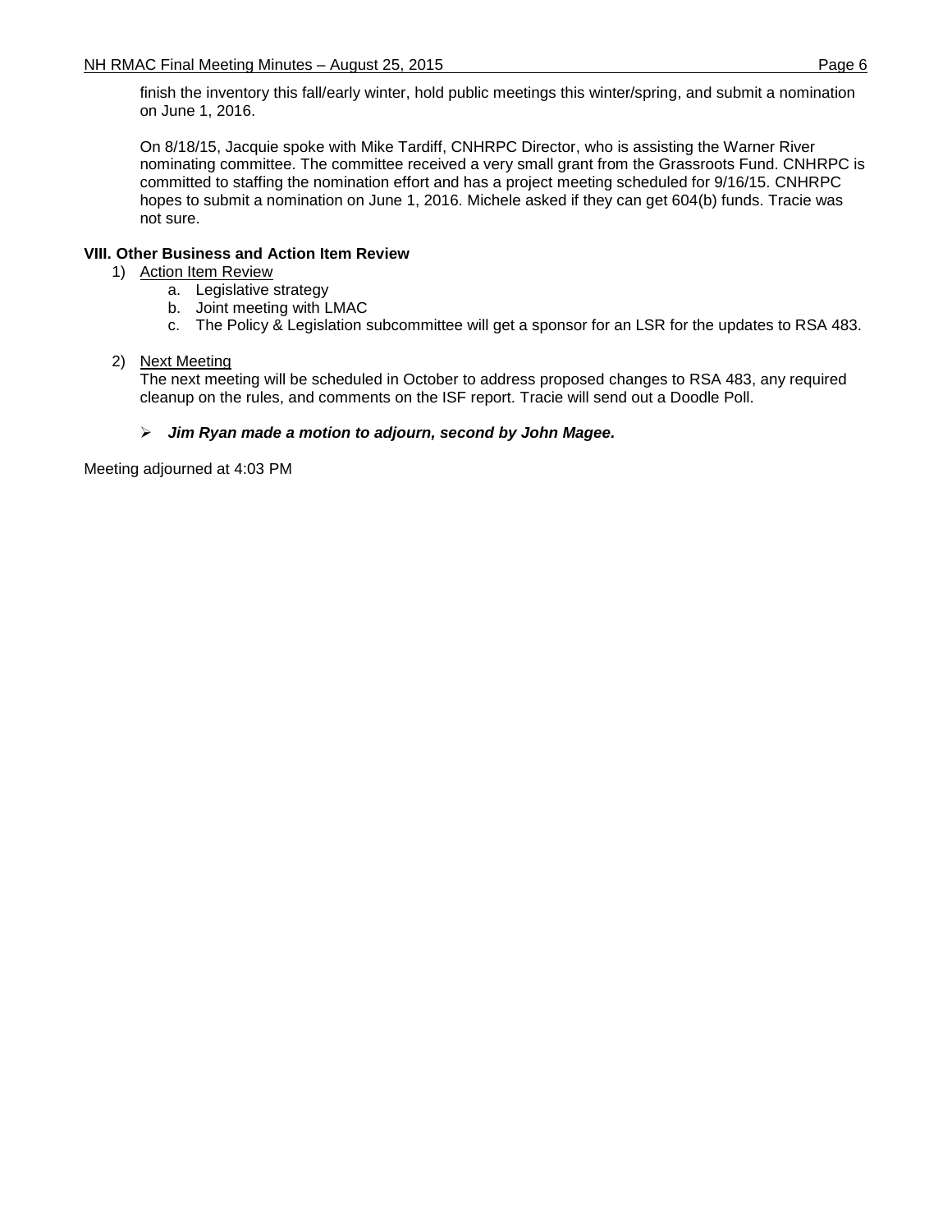finish the inventory this fall/early winter, hold public meetings this winter/spring, and submit a nomination on June 1, 2016.

On 8/18/15, Jacquie spoke with Mike Tardiff, CNHRPC Director, who is assisting the Warner River nominating committee. The committee received a very small grant from the Grassroots Fund. CNHRPC is committed to staffing the nomination effort and has a project meeting scheduled for 9/16/15. CNHRPC hopes to submit a nomination on June 1, 2016. Michele asked if they can get 604(b) funds. Tracie was not sure.

**VIII. Other Business and Action Item Review**

1) Action Item Review
   a. Legislative strategy
   b. Joint meeting with LMAC
   c. The Policy & Legislation subcommittee will get a sponsor for an LSR for the updates to RSA 483.

2) Next Meeting
   The next meeting will be scheduled in October to address proposed changes to RSA 483, any required cleanup on the rules, and comments on the ISF report. Tracie will send out a Doodle Poll.

   - ***Jim Ryan made a motion to adjourn, second by John Magee.***

Meeting adjourned at 4:03 PM